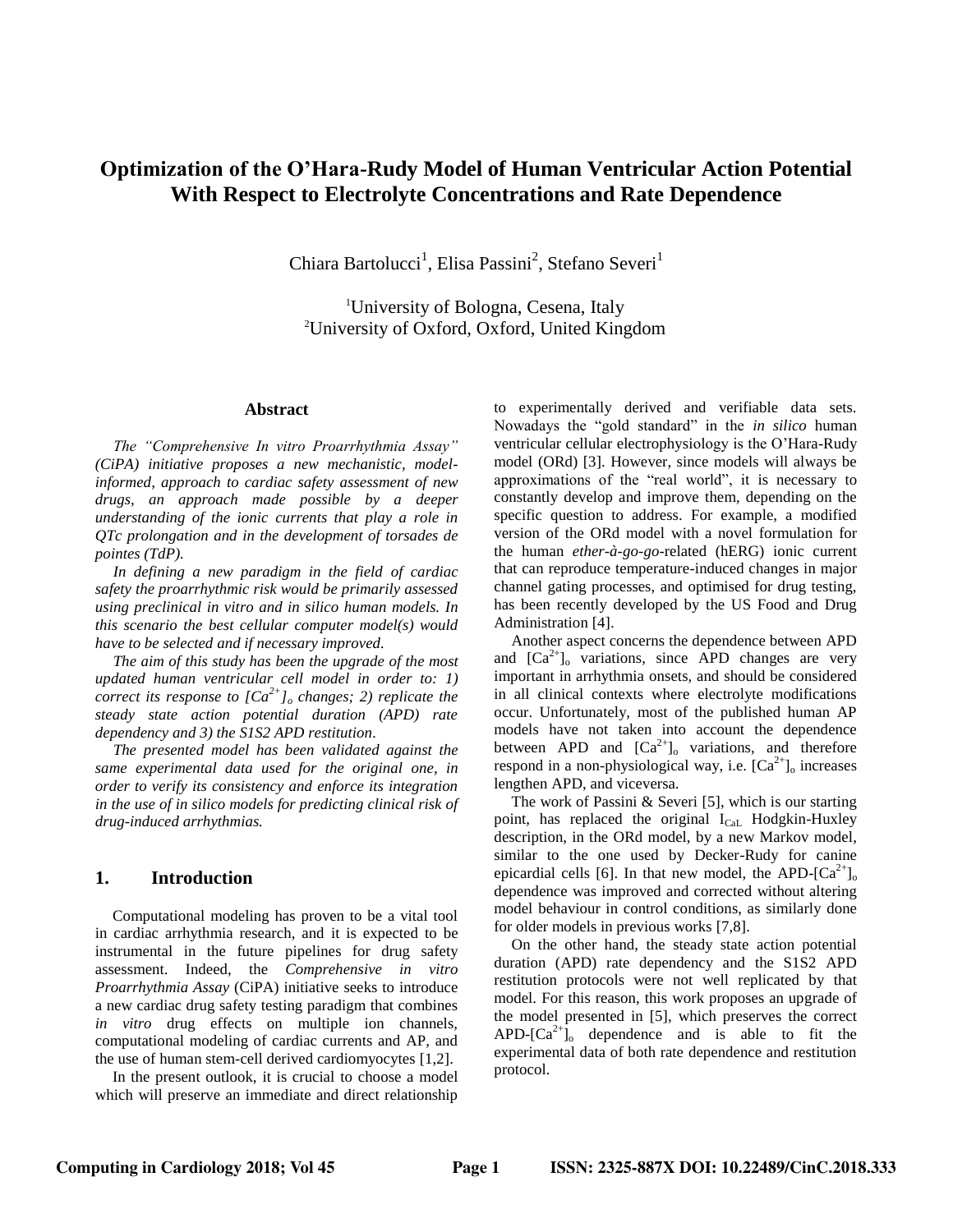# Optimization of the O'Hara-Rudy Model of Human Ventricular Action Potential With Respect to Electrolyte Concentrations and Rate Dependence

Chiara Bartolucci[1], Elisa Passini[2], Stefano Severi[1]

[1]University of Bologna, Cesena, Italy
[2]University of Oxford, Oxford, United Kingdom

## Abstract

*The "Comprehensive In vitro Proarrhythmia Assay" (CiPA) initiative proposes a new mechanistic, model-informed, approach to cardiac safety assessment of new drugs, an approach made possible by a deeper understanding of the ionic currents that play a role in QTc prolongation and in the development of torsades de pointes (TdP).*

*In defining a new paradigm in the field of cardiac safety the proarrhythmic risk would be primarily assessed using preclinical in vitro and in silico human models. In this scenario the best cellular computer model(s) would have to be selected and if necessary improved.*

*The aim of this study has been the upgrade of the most updated human ventricular cell model in order to: 1) correct its response to $[Ca^{2+}]_o$ changes; 2) replicate the steady state action potential duration (APD) rate dependency and 3) the S1S2 APD restitution.*

*The presented model has been validated against the same experimental data used for the original one, in order to verify its consistency and enforce its integration in the use of in silico models for predicting clinical risk of drug-induced arrhythmias.*

## 1. Introduction

Computational modeling has proven to be a vital tool in cardiac arrhythmia research, and it is expected to be instrumental in the future pipelines for drug safety assessment. Indeed, the *Comprehensive in vitro Proarrhythmia Assay* (CiPA) initiative seeks to introduce a new cardiac drug safety testing paradigm that combines *in vitro* drug effects on multiple ion channels, computational modeling of cardiac currents and AP, and the use of human stem-cell derived cardiomyocytes [1,2].

In the present outlook, it is crucial to choose a model which will preserve an immediate and direct relationship to experimentally derived and verifiable data sets. Nowadays the "gold standard" in the *in silico* human ventricular cellular electrophysiology is the O'Hara-Rudy model (ORd) [3]. However, since models will always be approximations of the "real world", it is necessary to constantly develop and improve them, depending on the specific question to address. For example, a modified version of the ORd model with a novel formulation for the human *ether-à-go-go*-related (hERG) ionic current that can reproduce temperature-induced changes in major channel gating processes, and optimised for drug testing, has been recently developed by the US Food and Drug Administration [4].

Another aspect concerns the dependence between APD and $[Ca^{2+}]_o$ variations, since APD changes are very important in arrhythmia onsets, and should be considered in all clinical contexts where electrolyte modifications occur. Unfortunately, most of the published human AP models have not taken into account the dependence between APD and $[Ca^{2+}]_o$ variations, and therefore respond in a non-physiological way, i.e. $[Ca^{2+}]_o$ increases lengthen APD, and viceversa.

The work of Passini & Severi [5], which is our starting point, has replaced the original $I_{CaL}$ Hodgkin-Huxley description, in the ORd model, by a new Markov model, similar to the one used by Decker-Rudy for canine epicardial cells [6]. In that new model, the APD-$[Ca^{2+}]_o$ dependence was improved and corrected without altering model behaviour in control conditions, as similarly done for older models in previous works [7,8].

On the other hand, the steady state action potential duration (APD) rate dependency and the S1S2 APD restitution protocols were not well replicated by that model. For this reason, this work proposes an upgrade of the model presented in [5], which preserves the correct APD-$[Ca^{2+}]_o$ dependence and is able to fit the experimental data of both rate dependence and restitution protocol.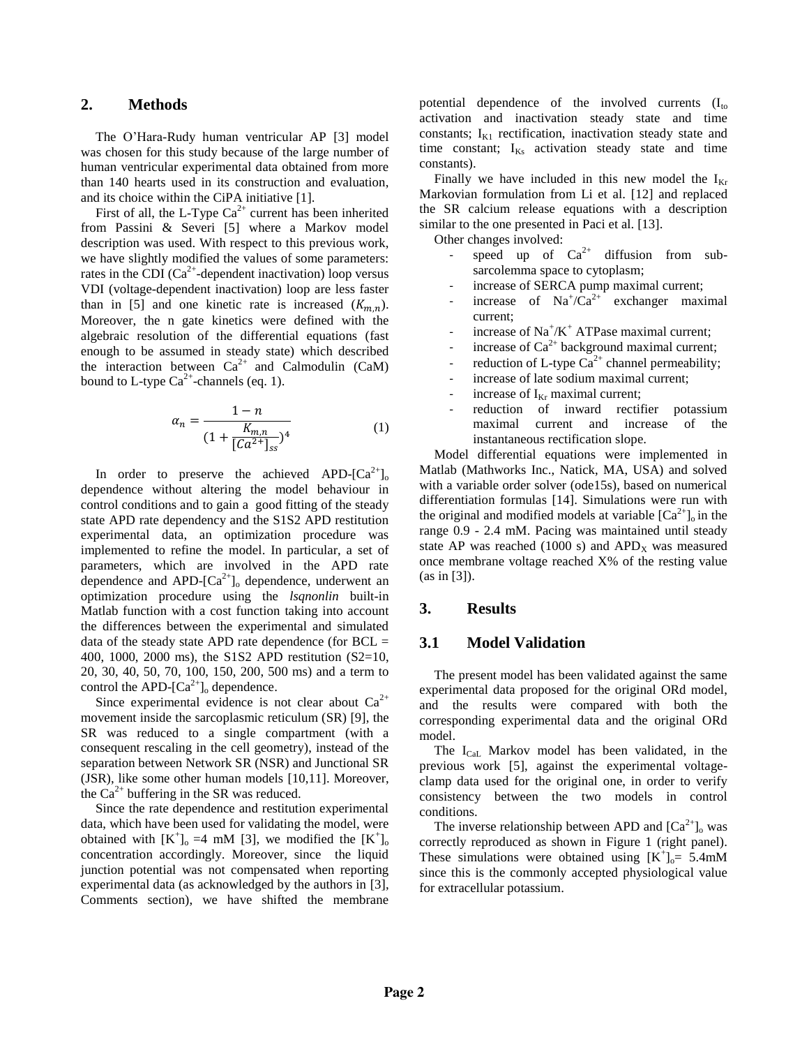## 2. Methods

The O'Hara-Rudy human ventricular AP [3] model was chosen for this study because of the large number of human ventricular experimental data obtained from more than 140 hearts used in its construction and evaluation, and its choice within the CiPA initiative [1].

First of all, the L-Type $Ca^{2+}$ current has been inherited from Passini & Severi [5] where a Markov model description was used. With respect to this previous work, we have slightly modified the values of some parameters: rates in the CDI ($Ca^{2+}$-dependent inactivation) loop versus VDI (voltage-dependent inactivation) loop are less faster than in [5] and one kinetic rate is increased ($K_{m,n}$). Moreover, the n gate kinetics were defined with the algebraic resolution of the differential equations (fast enough to be assumed in steady state) which described the interaction between $Ca^{2+}$ and Calmodulin (CaM) bound to L-type $Ca^{2+}$-channels (eq. 1).

$$\alpha_n = \frac{1-n}{(1+\frac{K_{m,n}}{[Ca^{2+}]_{ss}})^4} \tag{1}$$

In order to preserve the achieved APD-$[Ca^{2+}]_o$ dependence without altering the model behaviour in control conditions and to gain a good fitting of the steady state APD rate dependency and the S1S2 APD restitution experimental data, an optimization procedure was implemented to refine the model. In particular, a set of parameters, which are involved in the APD rate dependence and APD-$[Ca^{2+}]_o$ dependence, underwent an optimization procedure using the *lsqnonlin* built-in Matlab function with a cost function taking into account the differences between the experimental and simulated data of the steady state APD rate dependence (for BCL = 400, 1000, 2000 ms), the S1S2 APD restitution (S2=10, 20, 30, 40, 50, 70, 100, 150, 200, 500 ms) and a term to control the APD-$[Ca^{2+}]_o$ dependence.

Since experimental evidence is not clear about $Ca^{2+}$ movement inside the sarcoplasmic reticulum (SR) [9], the SR was reduced to a single compartment (with a consequent rescaling in the cell geometry), instead of the separation between Network SR (NSR) and Junctional SR (JSR), like some other human models [10,11]. Moreover, the $Ca^{2+}$ buffering in the SR was reduced.

Since the rate dependence and restitution experimental data, which have been used for validating the model, were obtained with $[K^+]_o$ =4 mM [3], we modified the $[K^+]_o$ concentration accordingly. Moreover, since the liquid junction potential was not compensated when reporting experimental data (as acknowledged by the authors in [3], Comments section), we have shifted the membrane potential dependence of the involved currents ($I_{to}$ activation and inactivation steady state and time constants; $I_{K1}$ rectification, inactivation steady state and time constant; $I_{Ks}$ activation steady state and time constants).

Finally we have included in this new model the $I_{Kr}$ Markovian formulation from Li et al. [12] and replaced the SR calcium release equations with a description similar to the one presented in Paci et al. [13].

Other changes involved:

- speed up of $Ca^{2+}$ diffusion from sub-sarcolemma space to cytoplasm;
- increase of SERCA pump maximal current;
- increase of $Na^+/Ca^{2+}$ exchanger maximal current;
- increase of $Na^+/K^+$ ATPase maximal current;
- increase of $Ca^{2+}$ background maximal current;
- reduction of L-type $Ca^{2+}$ channel permeability;
- increase of late sodium maximal current;
- increase of $I_{Kr}$ maximal current;
- reduction of inward rectifier potassium maximal current and increase of the instantaneous rectification slope.

Model differential equations were implemented in Matlab (Mathworks Inc., Natick, MA, USA) and solved with a variable order solver (ode15s), based on numerical differentiation formulas [14]. Simulations were run with the original and modified models at variable $[Ca^{2+}]_o$ in the range 0.9 - 2.4 mM. Pacing was maintained until steady state AP was reached (1000 s) and $APD_X$ was measured once membrane voltage reached X% of the resting value (as in [3]).

## 3. Results

## 3.1 Model Validation

The present model has been validated against the same experimental data proposed for the original ORd model, and the results were compared with both the corresponding experimental data and the original ORd model.

The $I_{CaL}$ Markov model has been validated, in the previous work [5], against the experimental voltage-clamp data used for the original one, in order to verify consistency between the two models in control conditions.

The inverse relationship between APD and $[Ca^{2+}]_o$ was correctly reproduced as shown in Figure 1 (right panel). These simulations were obtained using $[K^+]_o$= 5.4mM since this is the commonly accepted physiological value for extracellular potassium.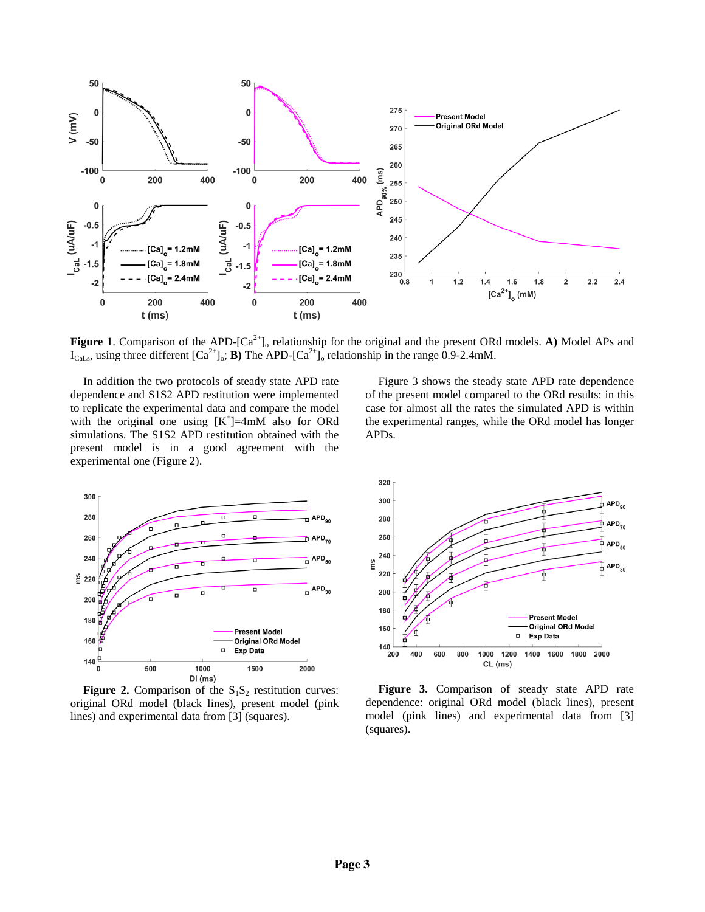**Figure 1**. Comparison of the APD-$[Ca^{2+}]_o$ relationship for the original and the present ORd models. **A)** Model APs and $I_{CaLs}$, using three different $[Ca^{2+}]_o$; **B)** The APD-$[Ca^{2+}]_o$ relationship in the range 0.9-2.4mM.

In addition the two protocols of steady state APD rate dependence and S1S2 APD restitution were implemented to replicate the experimental data and compare the model with the original one using $[K^+]$=4mM also for ORd simulations. The S1S2 APD restitution obtained with the present model is in a good agreement with the experimental one (Figure 2).

Figure 3 shows the steady state APD rate dependence of the present model compared to the ORd results: in this case for almost all the rates the simulated APD is within the experimental ranges, while the ORd model has longer APDs.

**Figure 2.** Comparison of the $S_1S_2$ restitution curves: original ORd model (black lines), present model (pink lines) and experimental data from [3] (squares).

**Figure 3.** Comparison of steady state APD rate dependence: original ORd model (black lines), present model (pink lines) and experimental data from [3] (squares).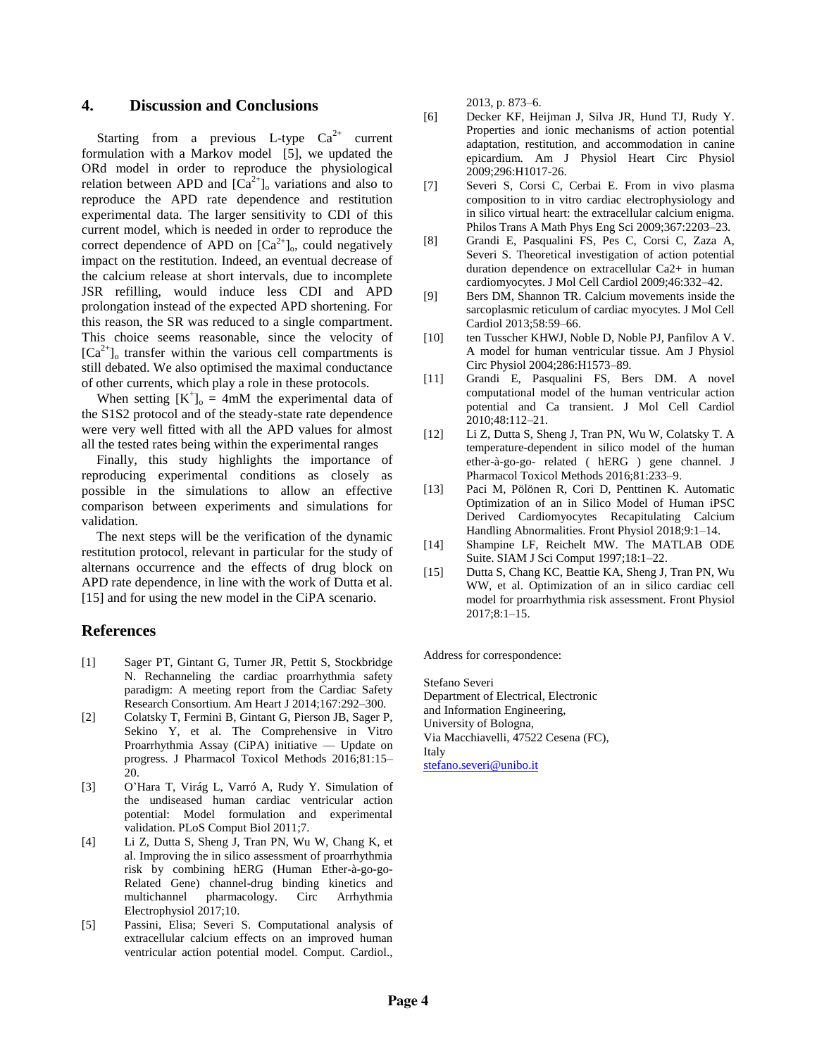## 4. Discussion and Conclusions

Starting from a previous L-type $Ca^{2+}$ current formulation with a Markov model [5], we updated the ORd model in order to reproduce the physiological relation between APD and $[Ca^{2+}]_o$ variations and also to reproduce the APD rate dependence and restitution experimental data. The larger sensitivity to CDI of this current model, which is needed in order to reproduce the correct dependence of APD on $[Ca^{2+}]_o$, could negatively impact on the restitution. Indeed, an eventual decrease of the calcium release at short intervals, due to incomplete JSR refilling, would induce less CDI and APD prolongation instead of the expected APD shortening. For this reason, the SR was reduced to a single compartment. This choice seems reasonable, since the velocity of $[Ca^{2+}]_o$ transfer within the various cell compartments is still debated. We also optimised the maximal conductance of other currents, which play a role in these protocols.

When setting $[K^+]_o$ = 4mM the experimental data of the S1S2 protocol and of the steady-state rate dependence were very well fitted with all the APD values for almost all the tested rates being within the experimental ranges

Finally, this study highlights the importance of reproducing experimental conditions as closely as possible in the simulations to allow an effective comparison between experiments and simulations for validation.

The next steps will be the verification of the dynamic restitution protocol, relevant in particular for the study of alternans occurrence and the effects of drug block on APD rate dependence, in line with the work of Dutta et al. [15] and for using the new model in the CiPA scenario.

## References

[1] Sager PT, Gintant G, Turner JR, Pettit S, Stockbridge N. Rechanneling the cardiac proarrhythmia safety paradigm: A meeting report from the Cardiac Safety Research Consortium. Am Heart J 2014;167:292–300.

[2] Colatsky T, Fermini B, Gintant G, Pierson JB, Sager P, Sekino Y, et al. The Comprehensive in Vitro Proarrhythmia Assay (CiPA) initiative — Update on progress. J Pharmacol Toxicol Methods 2016;81:15–20.

[3] O'Hara T, Virág L, Varró A, Rudy Y. Simulation of the undiseased human cardiac ventricular action potential: Model formulation and experimental validation. PLoS Comput Biol 2011;7.

[4] Li Z, Dutta S, Sheng J, Tran PN, Wu W, Chang K, et al. Improving the in silico assessment of proarrhythmia risk by combining hERG (Human Ether-à-go-go-Related Gene) channel-drug binding kinetics and multichannel pharmacology. Circ Arrhythmia Electrophysiol 2017;10.

[5] Passini, Elisa; Severi S. Computational analysis of extracellular calcium effects on an improved human ventricular action potential model. Comput. Cardiol., 2013, p. 873–6.

[6] Decker KF, Heijman J, Silva JR, Hund TJ, Rudy Y. Properties and ionic mechanisms of action potential adaptation, restitution, and accommodation in canine epicardium. Am J Physiol Heart Circ Physiol 2009;296:H1017-26.

[7] Severi S, Corsi C, Cerbai E. From in vivo plasma composition to in vitro cardiac electrophysiology and in silico virtual heart: the extracellular calcium enigma. Philos Trans A Math Phys Eng Sci 2009;367:2203–23.

[8] Grandi E, Pasqualini FS, Pes C, Corsi C, Zaza A, Severi S. Theoretical investigation of action potential duration dependence on extracellular Ca2+ in human cardiomyocytes. J Mol Cell Cardiol 2009;46:332–42.

[9] Bers DM, Shannon TR. Calcium movements inside the sarcoplasmic reticulum of cardiac myocytes. J Mol Cell Cardiol 2013;58:59–66.

[10] ten Tusscher KHWJ, Noble D, Noble PJ, Panfilov A V. A model for human ventricular tissue. Am J Physiol Circ Physiol 2004;286:H1573–89.

[11] Grandi E, Pasqualini FS, Bers DM. A novel computational model of the human ventricular action potential and Ca transient. J Mol Cell Cardiol 2010;48:112–21.

[12] Li Z, Dutta S, Sheng J, Tran PN, Wu W, Colatsky T. A temperature-dependent in silico model of the human ether-à-go-go- related ( hERG ) gene channel. J Pharmacol Toxicol Methods 2016;81:233–9.

[13] Paci M, Pölönen R, Cori D, Penttinen K. Automatic Optimization of an in Silico Model of Human iPSC Derived Cardiomyocytes Recapitulating Calcium Handling Abnormalities. Front Physiol 2018;9:1–14.

[14] Shampine LF, Reichelt MW. The MATLAB ODE Suite. SIAM J Sci Comput 1997;18:1–22.

[15] Dutta S, Chang KC, Beattie KA, Sheng J, Tran PN, Wu WW, et al. Optimization of an in silico cardiac cell model for proarrhythmia risk assessment. Front Physiol 2017;8:1–15.

Address for correspondence:

Stefano Severi
Department of Electrical, Electronic and Information Engineering,
University of Bologna,
Via Macchiavelli, 47522 Cesena (FC),
Italy
stefano.severi@unibo.it